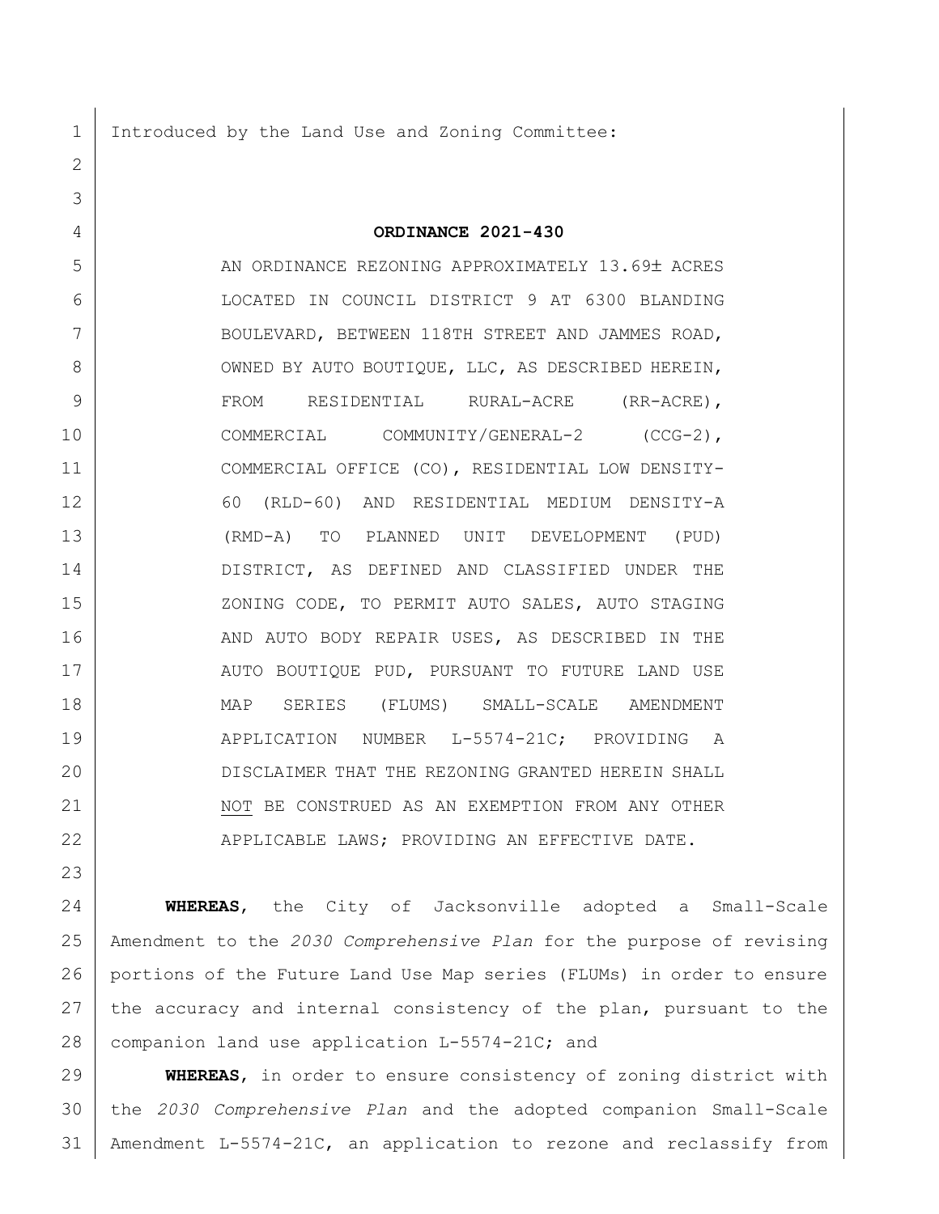Introduced by the Land Use and Zoning Committee:

**ORDINANCE 2021-430**

AN ORDINANCE REZONING APPROXIMATELY 13.69± ACRES LOCATED IN COUNCIL DISTRICT 9 AT 6300 BLANDING BOULEVARD, BETWEEN 118TH STREET AND JAMMES ROAD, OWNED BY AUTO BOUTIQUE, LLC, AS DESCRIBED HEREIN, FROM RESIDENTIAL RURAL-ACRE (RR-ACRE), COMMERCIAL COMMUNITY/GENERAL-2 (CCG-2), COMMERCIAL OFFICE (CO), RESIDENTIAL LOW DENSITY-60 (RLD-60) AND RESIDENTIAL MEDIUM DENSITY-A (RMD-A) TO PLANNED UNIT DEVELOPMENT (PUD) DISTRICT, AS DEFINED AND CLASSIFIED UNDER THE ZONING CODE, TO PERMIT AUTO SALES, AUTO STAGING AND AUTO BODY REPAIR USES, AS DESCRIBED IN THE AUTO BOUTIQUE PUD, PURSUANT TO FUTURE LAND USE MAP SERIES (FLUMS) SMALL-SCALE AMENDMENT APPLICATION NUMBER L-5574-21C; PROVIDING A DISCLAIMER THAT THE REZONING GRANTED HEREIN SHALL NOT BE CONSTRUED AS AN EXEMPTION FROM ANY OTHER APPLICABLE LAWS; PROVIDING AN EFFECTIVE DATE.

**WHEREAS**, the City of Jacksonville adopted a Small-Scale Amendment to the *2030 Comprehensive Plan* for the purpose of revising portions of the Future Land Use Map series (FLUMs) in order to ensure the accuracy and internal consistency of the plan, pursuant to the companion land use application L-5574-21C; and

**WHEREAS**, in order to ensure consistency of zoning district with the *2030 Comprehensive Plan* and the adopted companion Small-Scale Amendment L-5574-21C, an application to rezone and reclassify from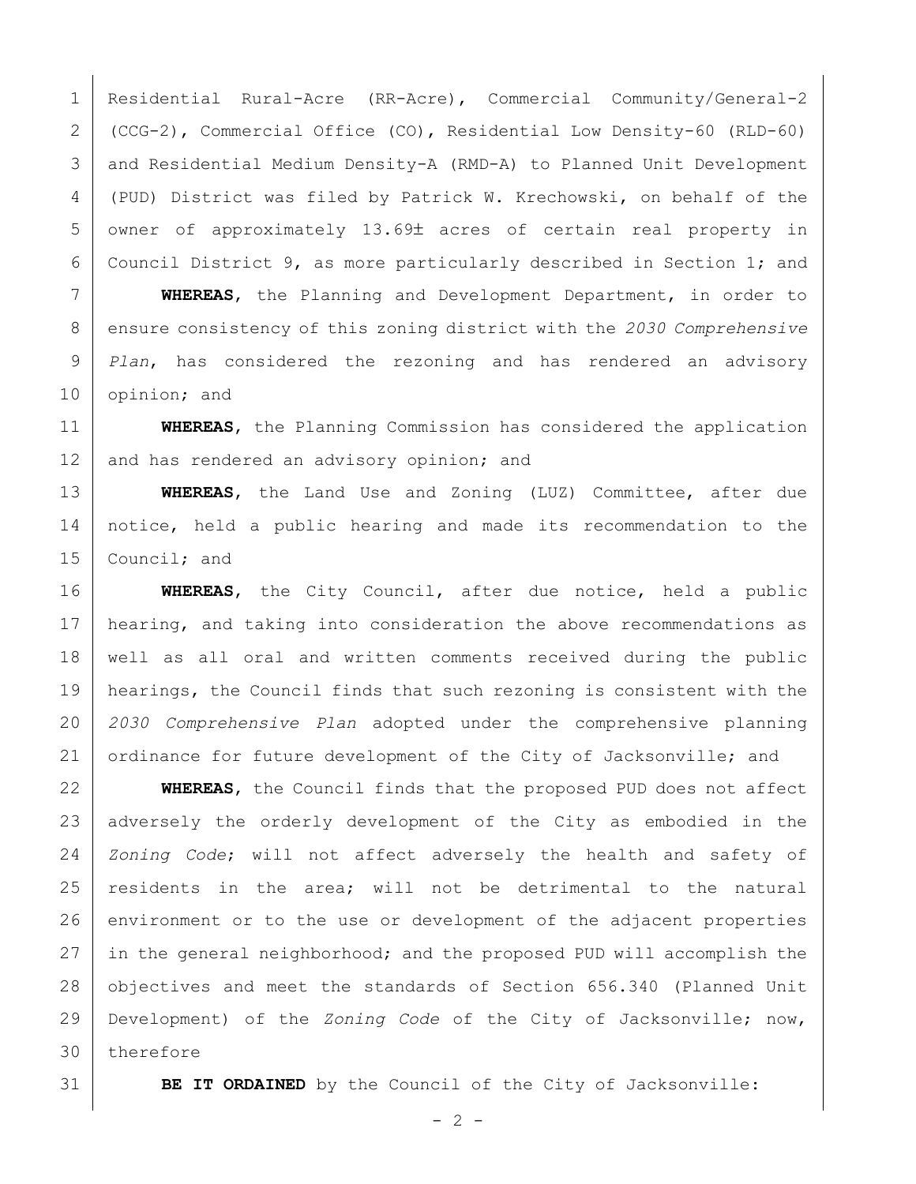Residential Rural-Acre (RR-Acre), Commercial Community/General-2 (CCG-2), Commercial Office (CO), Residential Low Density-60 (RLD-60) and Residential Medium Density-A (RMD-A) to Planned Unit Development (PUD) District was filed by Patrick W. Krechowski, on behalf of the owner of approximately 13.69± acres of certain real property in Council District 9, as more particularly described in Section 1; and

**WHEREAS**, the Planning and Development Department, in order to ensure consistency of this zoning district with the *2030 Comprehensive Plan*, has considered the rezoning and has rendered an advisory opinion; and

**WHEREAS**, the Planning Commission has considered the application and has rendered an advisory opinion; and

**WHEREAS**, the Land Use and Zoning (LUZ) Committee, after due notice, held a public hearing and made its recommendation to the Council; and

**WHEREAS**, the City Council, after due notice, held a public hearing, and taking into consideration the above recommendations as well as all oral and written comments received during the public hearings, the Council finds that such rezoning is consistent with the *2030 Comprehensive Plan* adopted under the comprehensive planning ordinance for future development of the City of Jacksonville; and

**WHEREAS**, the Council finds that the proposed PUD does not affect adversely the orderly development of the City as embodied in the *Zoning Code*; will not affect adversely the health and safety of residents in the area; will not be detrimental to the natural environment or to the use or development of the adjacent properties in the general neighborhood; and the proposed PUD will accomplish the objectives and meet the standards of Section 656.340 (Planned Unit Development) of the *Zoning Code* of the City of Jacksonville; now, therefore

**BE IT ORDAINED** by the Council of the City of Jacksonville: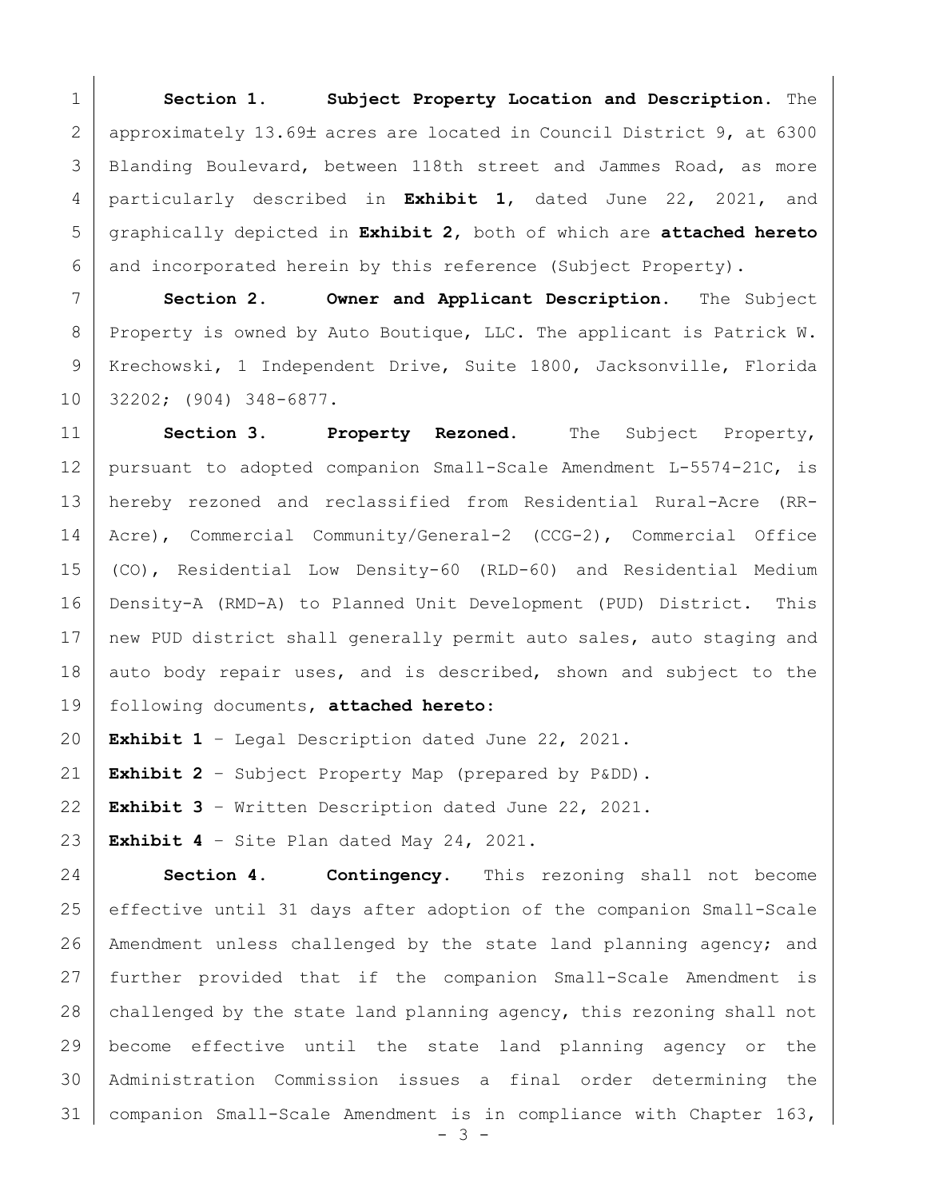**Section 1. Subject Property Location and Description.** The approximately 13.69± acres are located in Council District 9, at 6300 Blanding Boulevard, between 118th street and Jammes Road, as more particularly described in **Exhibit 1**, dated June 22, 2021, and graphically depicted in **Exhibit 2**, both of which are **attached hereto** and incorporated herein by this reference (Subject Property).

**Section 2. Owner and Applicant Description.** The Subject Property is owned by Auto Boutique, LLC. The applicant is Patrick W. Krechowski, 1 Independent Drive, Suite 1800, Jacksonville, Florida 32202; (904) 348-6877.

**Section 3. Property Rezoned.** The Subject Property, pursuant to adopted companion Small-Scale Amendment L-5574-21C, is hereby rezoned and reclassified from Residential Rural-Acre (RR-Acre), Commercial Community/General-2 (CCG-2), Commercial Office (CO), Residential Low Density-60 (RLD-60) and Residential Medium Density-A (RMD-A) to Planned Unit Development (PUD) District. This new PUD district shall generally permit auto sales, auto staging and auto body repair uses, and is described, shown and subject to the following documents, **attached hereto**:

**Exhibit 1** – Legal Description dated June 22, 2021.

**Exhibit 2** – Subject Property Map (prepared by P&DD).

**Exhibit 3** – Written Description dated June 22, 2021.

**Exhibit 4** – Site Plan dated May 24, 2021.

**Section 4. Contingency.** This rezoning shall not become effective until 31 days after adoption of the companion Small-Scale Amendment unless challenged by the state land planning agency; and further provided that if the companion Small-Scale Amendment is challenged by the state land planning agency, this rezoning shall not become effective until the state land planning agency or the Administration Commission issues a final order determining the companion Small-Scale Amendment is in compliance with Chapter 163,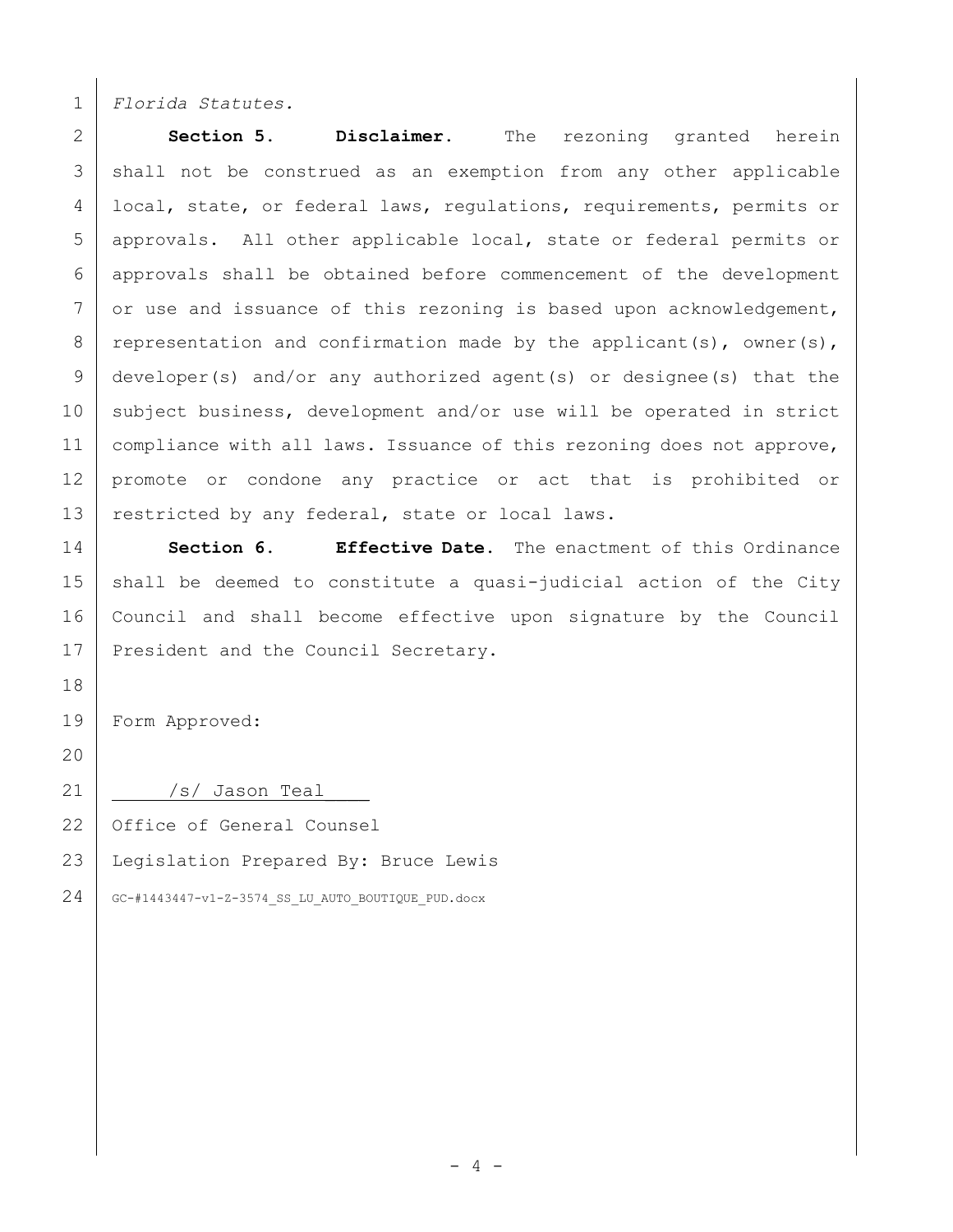*Florida Statutes.*

**Section 5. Disclaimer.** The rezoning granted herein shall not be construed as an exemption from any other applicable local, state, or federal laws, regulations, requirements, permits or approvals. All other applicable local, state or federal permits or approvals shall be obtained before commencement of the development or use and issuance of this rezoning is based upon acknowledgement, representation and confirmation made by the applicant(s), owner(s), developer(s) and/or any authorized agent(s) or designee(s) that the subject business, development and/or use will be operated in strict compliance with all laws. Issuance of this rezoning does not approve, promote or condone any practice or act that is prohibited or restricted by any federal, state or local laws.

**Section 6. Effective Date.** The enactment of this Ordinance shall be deemed to constitute a quasi-judicial action of the City Council and shall become effective upon signature by the Council President and the Council Secretary.

Form Approved:

/s/ Jason Teal

Office of General Counsel

Legislation Prepared By: Bruce Lewis

GC-#1443447-v1-Z-3574_SS_LU_AUTO_BOUTIQUE_PUD.docx